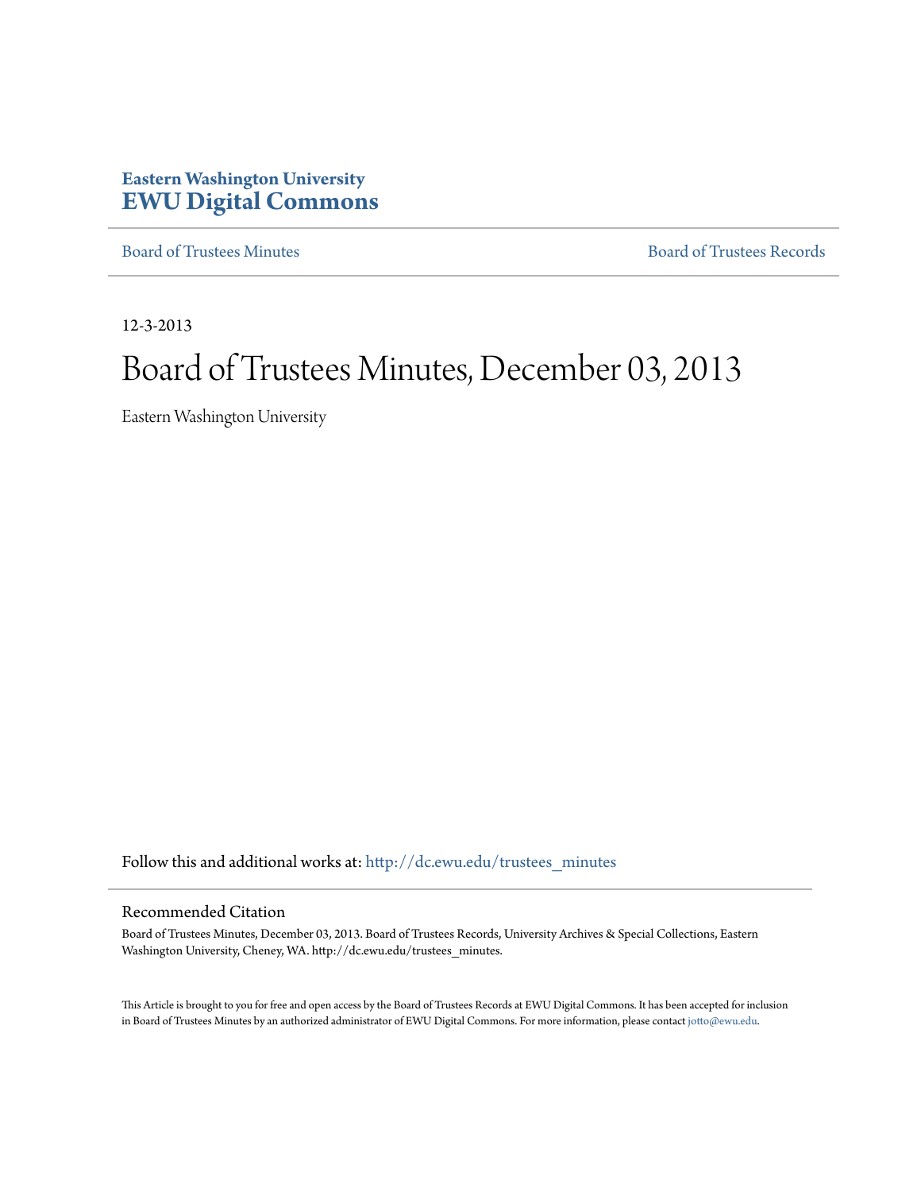**Eastern Washington University**
# EWU Digital Commons

Board of Trustees Minutes | Board of Trustees Records

12-3-2013

# Board of Trustees Minutes, December 03, 2013

Eastern Washington University

Follow this and additional works at: http://dc.ewu.edu/trustees_minutes

## Recommended Citation

Board of Trustees Minutes, December 03, 2013. Board of Trustees Records, University Archives & Special Collections, Eastern Washington University, Cheney, WA. http://dc.ewu.edu/trustees_minutes.

This Article is brought to you for free and open access by the Board of Trustees Records at EWU Digital Commons. It has been accepted for inclusion in Board of Trustees Minutes by an authorized administrator of EWU Digital Commons. For more information, please contact jotto@ewu.edu.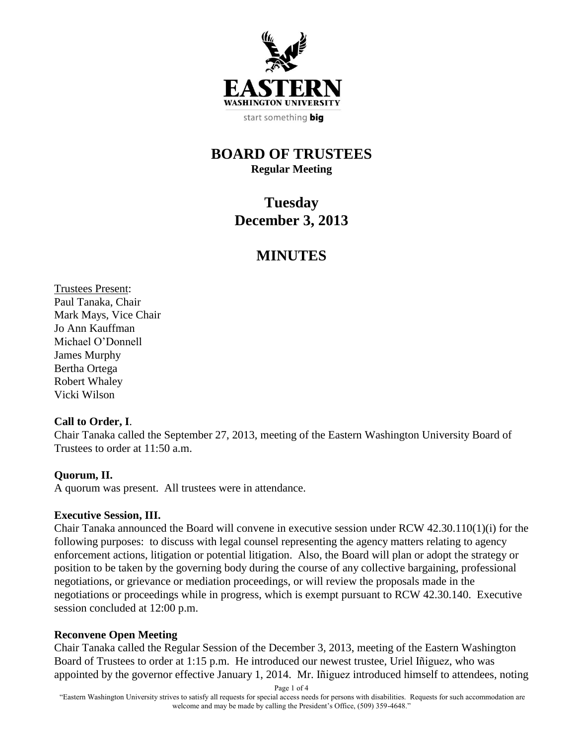# BOARD OF TREES

Wait—correct:

# BOARD OF TRUSTEES

**Regular Meeting**

## Tuesday
## December 3, 2013

## MINUTES

Trustees Present:
Paul Tanaka, Chair
Mark Mays, Vice Chair
Jo Ann Kauffman
Michael O'Donnell
James Murphy
Bertha Ortega
Robert Whaley
Vicki Wilson

**Call to Order, I**.
Chair Tanaka called the September 27, 2013, meeting of the Eastern Washington University Board of Trustees to order at 11:50 a.m.

**Quorum, II.**
A quorum was present. All trustees were in attendance.

**Executive Session, III.**
Chair Tanaka announced the Board will convene in executive session under RCW 42.30.110(1)(i) for the following purposes: to discuss with legal counsel representing the agency matters relating to agency enforcement actions, litigation or potential litigation. Also, the Board will plan or adopt the strategy or position to be taken by the governing body during the course of any collective bargaining, professional negotiations, or grievance or mediation proceedings, or will review the proposals made in the negotiations or proceedings while in progress, which is exempt pursuant to RCW 42.30.140. Executive session concluded at 12:00 p.m.

**Reconvene Open Meeting**
Chair Tanaka called the Regular Session of the December 3, 2013, meeting of the Eastern Washington Board of Trustees to order at 1:15 p.m. He introduced our newest trustee, Uriel Iñiguez, who was appointed by the governor effective January 1, 2014. Mr. Iñiguez introduced himself to attendees, noting

"Eastern Washington University strives to satisfy all requests for special access needs for persons with disabilities. Requests for such accommodation are welcome and may be made by calling the President's Office, (509) 359-4648."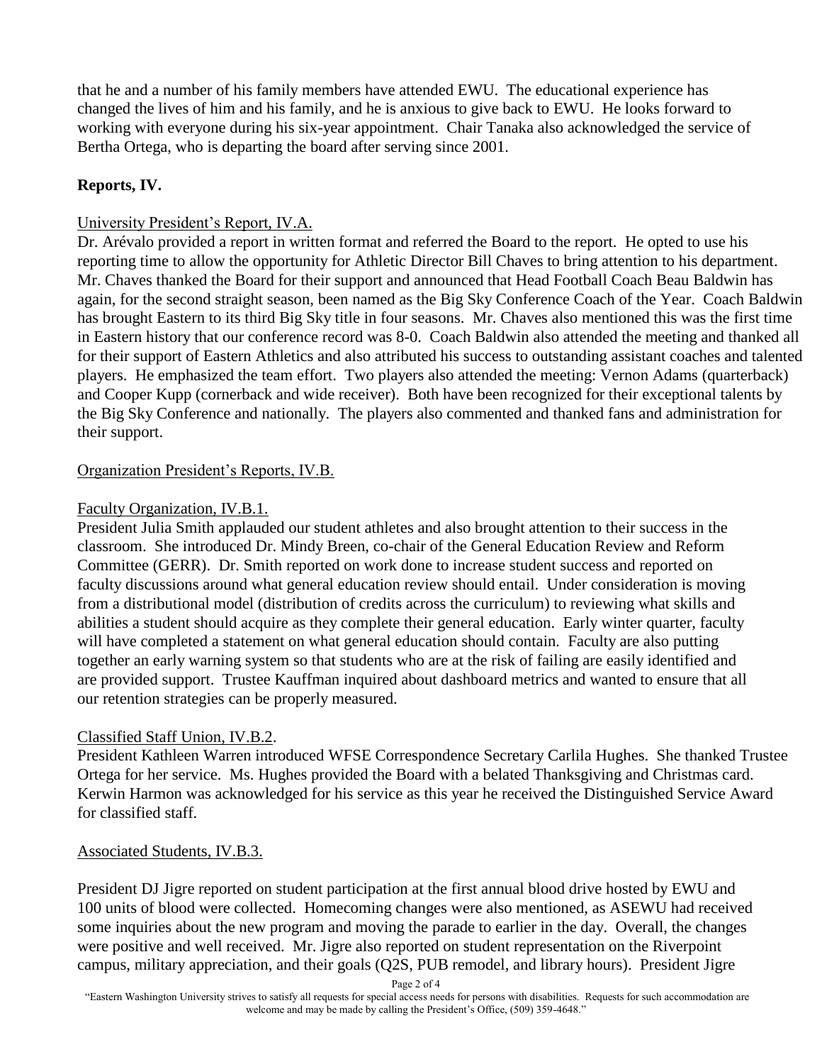that he and a number of his family members have attended EWU. The educational experience has changed the lives of him and his family, and he is anxious to give back to EWU. He looks forward to working with everyone during his six-year appointment. Chair Tanaka also acknowledged the service of Bertha Ortega, who is departing the board after serving since 2001.

**Reports, IV.**

University President's Report, IV.A.

Dr. Arévalo provided a report in written format and referred the Board to the report. He opted to use his reporting time to allow the opportunity for Athletic Director Bill Chaves to bring attention to his department. Mr. Chaves thanked the Board for their support and announced that Head Football Coach Beau Baldwin has again, for the second straight season, been named as the Big Sky Conference Coach of the Year. Coach Baldwin has brought Eastern to its third Big Sky title in four seasons. Mr. Chaves also mentioned this was the first time in Eastern history that our conference record was 8-0. Coach Baldwin also attended the meeting and thanked all for their support of Eastern Athletics and also attributed his success to outstanding assistant coaches and talented players. He emphasized the team effort. Two players also attended the meeting: Vernon Adams (quarterback) and Cooper Kupp (cornerback and wide receiver). Both have been recognized for their exceptional talents by the Big Sky Conference and nationally. The players also commented and thanked fans and administration for their support.

Organization President's Reports, IV.B.

Faculty Organization, IV.B.1.

President Julia Smith applauded our student athletes and also brought attention to their success in the classroom. She introduced Dr. Mindy Breen, co-chair of the General Education Review and Reform Committee (GERR). Dr. Smith reported on work done to increase student success and reported on faculty discussions around what general education review should entail. Under consideration is moving from a distributional model (distribution of credits across the curriculum) to reviewing what skills and abilities a student should acquire as they complete their general education. Early winter quarter, faculty will have completed a statement on what general education should contain. Faculty are also putting together an early warning system so that students who are at the risk of failing are easily identified and are provided support. Trustee Kauffman inquired about dashboard metrics and wanted to ensure that all our retention strategies can be properly measured.

Classified Staff Union, IV.B.2.

President Kathleen Warren introduced WFSE Correspondence Secretary Carlila Hughes. She thanked Trustee Ortega for her service. Ms. Hughes provided the Board with a belated Thanksgiving and Christmas card. Kerwin Harmon was acknowledged for his service as this year he received the Distinguished Service Award for classified staff.

Associated Students, IV.B.3.

President DJ Jigre reported on student participation at the first annual blood drive hosted by EWU and 100 units of blood were collected. Homecoming changes were also mentioned, as ASEWU had received some inquiries about the new program and moving the parade to earlier in the day. Overall, the changes were positive and well received. Mr. Jigre also reported on student representation on the Riverpoint campus, military appreciation, and their goals (Q2S, PUB remodel, and library hours). President Jigre

"Eastern Washington University strives to satisfy all requests for special access needs for persons with disabilities. Requests for such accommodation are welcome and may be made by calling the President's Office, (509) 359-4648."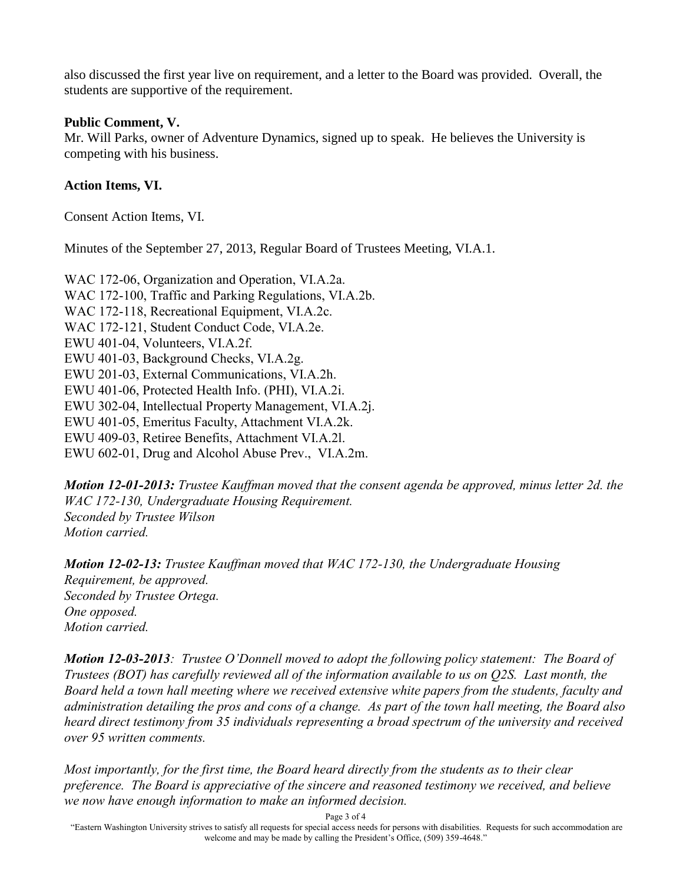also discussed the first year live on requirement, and a letter to the Board was provided. Overall, the students are supportive of the requirement.

**Public Comment, V.**

Mr. Will Parks, owner of Adventure Dynamics, signed up to speak. He believes the University is competing with his business.

**Action Items, VI.**

Consent Action Items, VI.

Minutes of the September 27, 2013, Regular Board of Trustees Meeting, VI.A.1.

WAC 172-06, Organization and Operation, VI.A.2a.
WAC 172-100, Traffic and Parking Regulations, VI.A.2b.
WAC 172-118, Recreational Equipment, VI.A.2c.
WAC 172-121, Student Conduct Code, VI.A.2e.
EWU 401-04, Volunteers, VI.A.2f.
EWU 401-03, Background Checks, VI.A.2g.
EWU 201-03, External Communications, VI.A.2h.
EWU 401-06, Protected Health Info. (PHI), VI.A.2i.
EWU 302-04, Intellectual Property Management, VI.A.2j.
EWU 401-05, Emeritus Faculty, Attachment VI.A.2k.
EWU 409-03, Retiree Benefits, Attachment VI.A.2l.
EWU 602-01, Drug and Alcohol Abuse Prev., VI.A.2m.

***Motion 12-01-2013:*** *Trustee Kauffman moved that the consent agenda be approved, minus letter 2d. the WAC 172-130, Undergraduate Housing Requirement.*
*Seconded by Trustee Wilson*
*Motion carried.*

***Motion 12-02-13:*** *Trustee Kauffman moved that WAC 172-130, the Undergraduate Housing Requirement, be approved.*
*Seconded by Trustee Ortega.*
*One opposed.*
*Motion carried.*

***Motion 12-03-2013****: Trustee O'Donnell moved to adopt the following policy statement: The Board of Trustees (BOT) has carefully reviewed all of the information available to us on Q2S. Last month, the Board held a town hall meeting where we received extensive white papers from the students, faculty and administration detailing the pros and cons of a change. As part of the town hall meeting, the Board also heard direct testimony from 35 individuals representing a broad spectrum of the university and received over 95 written comments.*

*Most importantly, for the first time, the Board heard directly from the students as to their clear preference. The Board is appreciative of the sincere and reasoned testimony we received, and believe we now have enough information to make an informed decision.*

"Eastern Washington University strives to satisfy all requests for special access needs for persons with disabilities. Requests for such accommodation are welcome and may be made by calling the President's Office, (509) 359-4648."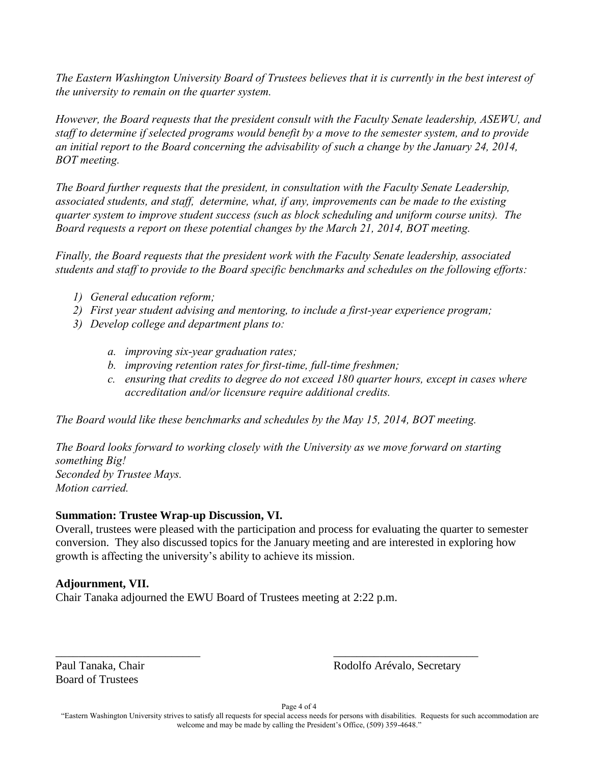*The Eastern Washington University Board of Trustees believes that it is currently in the best interest of the university to remain on the quarter system.*

*However, the Board requests that the president consult with the Faculty Senate leadership, ASEWU, and staff to determine if selected programs would benefit by a move to the semester system, and to provide an initial report to the Board concerning the advisability of such a change by the January 24, 2014, BOT meeting.*

*The Board further requests that the president, in consultation with the Faculty Senate Leadership, associated students, and staff, determine, what, if any, improvements can be made to the existing quarter system to improve student success (such as block scheduling and uniform course units). The Board requests a report on these potential changes by the March 21, 2014, BOT meeting.*

*Finally, the Board requests that the president work with the Faculty Senate leadership, associated students and staff to provide to the Board specific benchmarks and schedules on the following efforts:*

1) *General education reform;*
2) *First year student advising and mentoring, to include a first-year experience program;*
3) *Develop college and department plans to:*
   a. *improving six-year graduation rates;*
   b. *improving retention rates for first-time, full-time freshmen;*
   c. *ensuring that credits to degree do not exceed 180 quarter hours, except in cases where accreditation and/or licensure require additional credits.*

*The Board would like these benchmarks and schedules by the May 15, 2014, BOT meeting.*

*The Board looks forward to working closely with the University as we move forward on starting something Big!*
*Seconded by Trustee Mays.*
*Motion carried.*

**Summation: Trustee Wrap-up Discussion, VI.**

Overall, trustees were pleased with the participation and process for evaluating the quarter to semester conversion. They also discussed topics for the January meeting and are interested in exploring how growth is affecting the university's ability to achieve its mission.

**Adjournment, VII.**

Chair Tanaka adjourned the EWU Board of Trustees meeting at 2:22 p.m.

\_\_\_\_\_\_\_\_\_\_\_\_\_\_\_\_\_\_\_\_\_\_\_\_\_\_ \_\_\_\_\_\_\_\_\_\_\_\_\_\_\_\_\_\_\_\_\_\_\_\_\_\_

Paul Tanaka, Chair
Board of Trustees

Rodolfo Arévalo, Secretary

"Eastern Washington University strives to satisfy all requests for special access needs for persons with disabilities. Requests for such accommodation are welcome and may be made by calling the President's Office, (509) 359-4648."